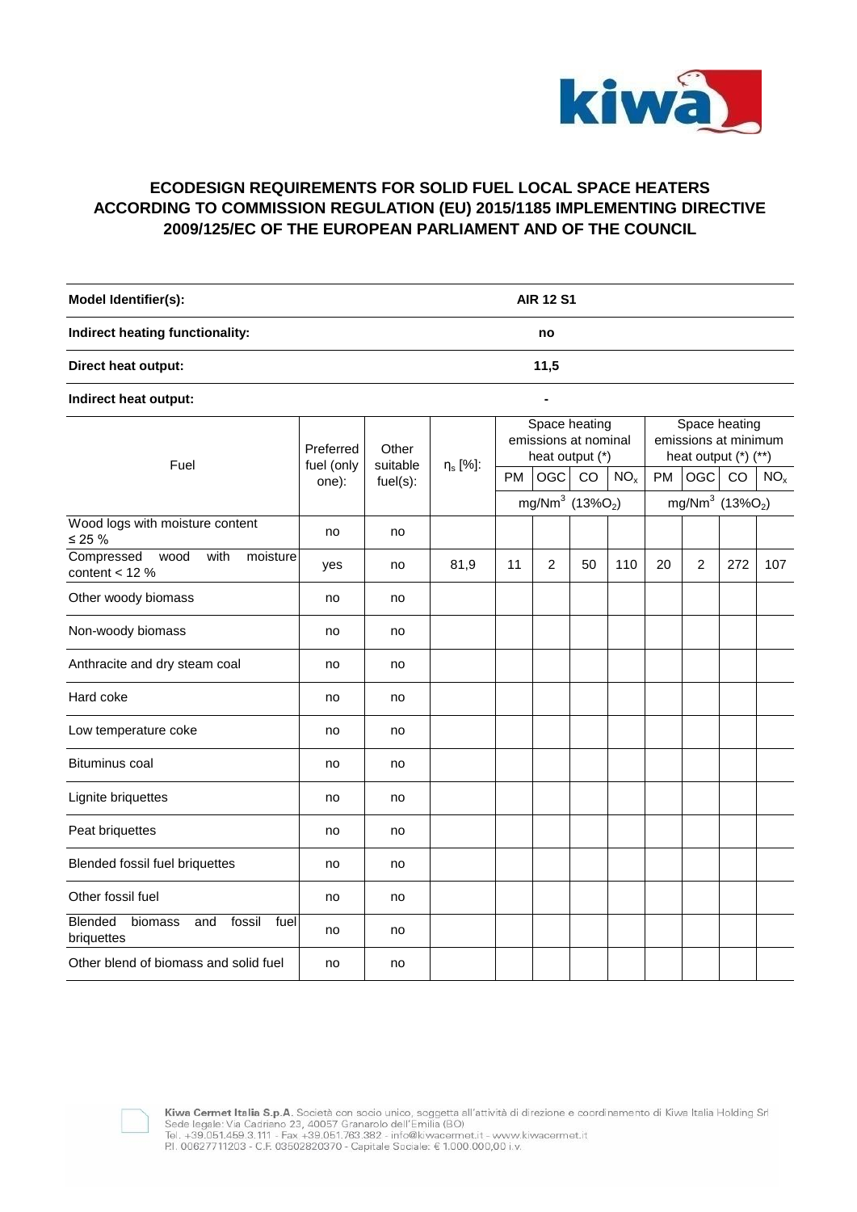## ECODESIGN REQUIREMENTS FOR SOLID FUEL LOCAL SPACE HEATERS ACCORDING TO COMMISSION REGULATION (EU) 2015/1185 IMPLEMENTING DIRECTIVE 2009/125/EC OF THE EUROPEAN PARLIAMENT AND OF THE COUNCIL

| | |
|---|---|
| **Model Identifier(s):** | **AIR 12 S1** |
| **Indirect heating functionality:** | **no** |
| **Direct heat output:** | **11,5** |
| **Indirect heat output:** | **-** |

| Fuel | Preferred fuel (only one): | Other suitable fuel(s): | $\eta_s$ [%]: | Space heating emissions at nominal heat output (*) | | | | Space heating emissions at minimum heat output (*) (**) | | | |
|---|---|---|---|---|---|---|---|---|---|---|---|
| | | | | PM | OGC | CO | $NO_x$ | PM | OGC | CO | $NO_x$ |
| | | | | mg/Nm$^3$ (13%$O_2$) | | | | mg/Nm$^3$ (13%$O_2$) | | | |
| Wood logs with moisture content ≤ 25 % | no | no | | | | | | | | | |
| Compressed wood with moisture content < 12 % | yes | no | 81,9 | 11 | 2 | 50 | 110 | 20 | 2 | 272 | 107 |
| Other woody biomass | no | no | | | | | | | | | |
| Non-woody biomass | no | no | | | | | | | | | |
| Anthracite and dry steam coal | no | no | | | | | | | | | |
| Hard coke | no | no | | | | | | | | | |
| Low temperature coke | no | no | | | | | | | | | |
| Bituminus coal | no | no | | | | | | | | | |
| Lignite briquettes | no | no | | | | | | | | | |
| Peat briquettes | no | no | | | | | | | | | |
| Blended fossil fuel briquettes | no | no | | | | | | | | | |
| Other fossil fuel | no | no | | | | | | | | | |
| Blended biomass and fossil fuel briquettes | no | no | | | | | | | | | |
| Other blend of biomass and solid fuel | no | no | | | | | | | | | |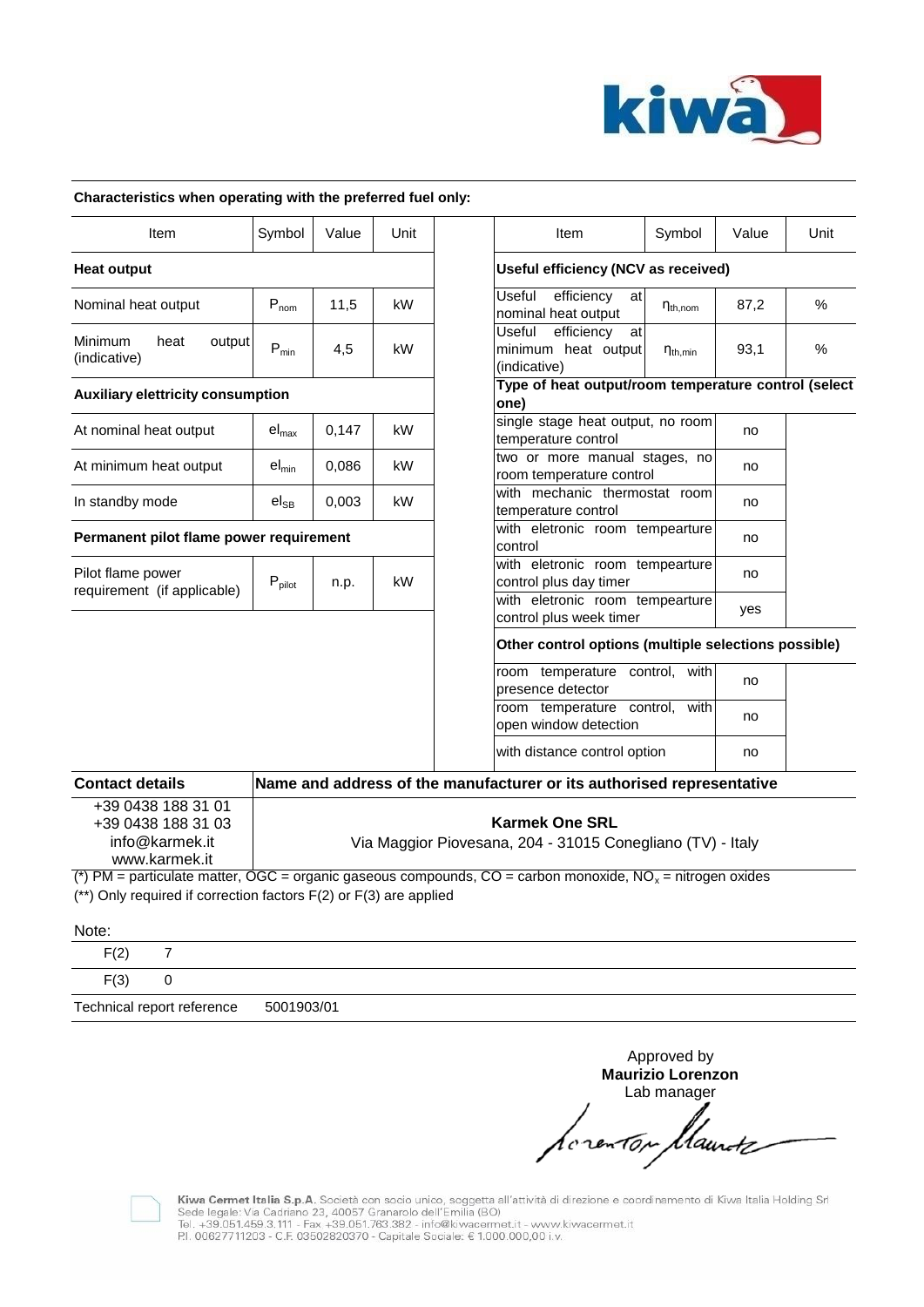**Characteristics when operating with the preferred fuel only:**

| Item | Symbol | Value | Unit |
|---|---|---|---|
| **Heat output** | | | |
| Nominal heat output | $P_{nom}$ | 11,5 | kW |
| Minimum heat output (indicative) | $P_{min}$ | 4,5 | kW |
| **Auxiliary elettricity consumption** | | | |
| At nominal heat output | $el_{max}$ | 0,147 | kW |
| At minimum heat output | $el_{min}$ | 0,086 | kW |
| In standby mode | $el_{SB}$ | 0,003 | kW |
| **Permanent pilot flame power requirement** | | | |
| Pilot flame power requirement (if applicable) | $P_{pilot}$ | n.p. | kW |

| Item | Symbol | Value | Unit |
|---|---|---|---|
| **Useful efficiency (NCV as received)** | | | |
| Useful efficiency at nominal heat output | $\eta_{th,nom}$ | 87,2 | % |
| Useful efficiency at minimum heat output (indicative) | $\eta_{th,min}$ | 93,1 | % |
| **Type of heat output/room temperature control (select one)** | | | |
| single stage heat output, no room temperature control | | no | |
| two or more manual stages, no room temperature control | | no | |
| with mechanic thermostat room temperature control | | no | |
| with eletronic room tempearture control | | no | |
| with eletronic room tempearture control plus day timer | | no | |
| with eletronic room tempearture control plus week timer | | yes | |
| **Other control options (multiple selections possible)** | | | |
| room temperature control, with presence detector | | no | |
| room temperature control, with open window detection | | no | |
| with distance control option | | no | |

| Contact details | Name and address of the manufacturer or its authorised representative |
|---|---|
| +39 0438 188 31 01<br>+39 0438 188 31 03<br>info@karmek.it<br>www.karmek.it | **Karmek One SRL**<br>Via Maggior Piovesana, 204 - 31015 Conegliano (TV) - Italy |

(*) PM = particulate matter, OGC = organic gaseous compounds, CO = carbon monoxide, $NO_x$ = nitrogen oxides

(**) Only required if correction factors F(2) or F(3) are applied

Note:

| | |
|---|---|
| F(2) | 7 |
| F(3) | 0 |
| Technical report reference | 5001903/01 |

Approved by
**Maurizio Lorenzon**
Lab manager

**Kiwa Cermet Italia S.p.A.** Società con socio unico, soggetta all'attività di direzione e coordinamento di Kiwa Italia Holding Srl
Sede legale: Via Cadriano 23, 40057 Granarolo dell'Emilia (BO)
Tel. +39.051.459.3.111 - Fax +39.051.763.382 - info@kiwacermet.it - www.kiwacermet.it
P.I. 00627711203 - C.F. 03502820370 - Capitale Sociale: € 1.000.000,00 i.v.